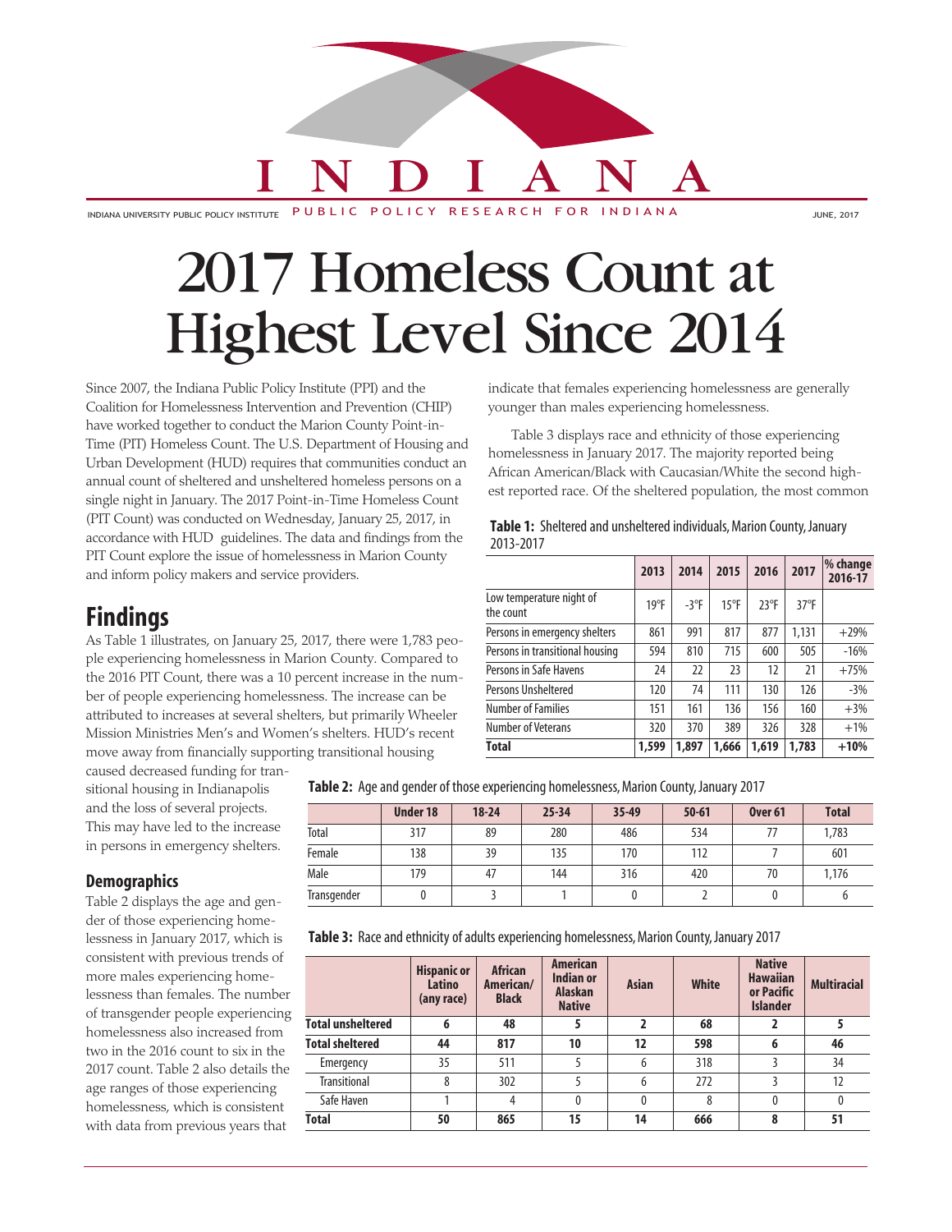# 2017 Homeless Count at Highest Level Since 2014

Since 2007, the Indiana Public Policy Institute (PPI) and the Coalition for Homelessness Intervention and Prevention (CHIP) have worked together to conduct the Marion County Point-in-Time (PIT) Homeless Count. The U.S. Department of Housing and Urban Development (HUD) requires that communities conduct an annual count of sheltered and unsheltered homeless persons on a single night in January. The 2017 Point-in-Time Homeless Count (PIT Count) was conducted on Wednesday, January 25, 2017, in accordance with HUD guidelines. The data and findings from the PIT Count explore the issue of homelessness in Marion County and inform policy makers and service providers.

## Findings

As Table 1 illustrates, on January 25, 2017, there were 1,783 people experiencing homelessness in Marion County. Compared to the 2016 PIT Count, there was a 10 percent increase in the number of people experiencing homelessness. The increase can be attributed to increases at several shelters, but primarily Wheeler Mission Ministries Men's and Women's shelters. HUD's recent move away from financially supporting transitional housing caused decreased funding for transitional housing in Indianapolis and the loss of several projects. This may have led to the increase in persons in emergency shelters.

### Demographics

Table 2 displays the age and gender of those experiencing homelessness in January 2017, which is consistent with previous trends of more males experiencing homelessness than females. The number of transgender people experiencing homelessness also increased from two in the 2016 count to six in the 2017 count. Table 2 also details the age ranges of those experiencing homelessness, which is consistent with data from previous years that indicate that females experiencing homelessness are generally younger than males experiencing homelessness.

Table 3 displays race and ethnicity of those experiencing homelessness in January 2017. The majority reported being African American/Black with Caucasian/White the second highest reported race. Of the sheltered population, the most common

**Table 1:** Sheltered and unsheltered individuals, Marion County, January 2013-2017

| | 2013 | 2014 | 2015 | 2016 | 2017 | % change 2016-17 |
|---|---|---|---|---|---|---|
| Low temperature night of the count | 19°F | -3°F | 15°F | 23°F | 37°F | |
| Persons in emergency shelters | 861 | 991 | 817 | 877 | 1,131 | +29% |
| Persons in transitional housing | 594 | 810 | 715 | 600 | 505 | -16% |
| Persons in Safe Havens | 24 | 22 | 23 | 12 | 21 | +75% |
| Persons Unsheltered | 120 | 74 | 111 | 130 | 126 | -3% |
| Number of Families | 151 | 161 | 136 | 156 | 160 | +3% |
| Number of Veterans | 320 | 370 | 389 | 326 | 328 | +1% |
| **Total** | **1,599** | **1,897** | **1,666** | **1,619** | **1,783** | **+10%** |

**Table 2:** Age and gender of those experiencing homelessness, Marion County, January 2017

| | Under 18 | 18-24 | 25-34 | 35-49 | 50-61 | Over 61 | Total |
|---|---|---|---|---|---|---|---|
| Total | 317 | 89 | 280 | 486 | 534 | 77 | 1,783 |
| Female | 138 | 39 | 135 | 170 | 112 | 7 | 601 |
| Male | 179 | 47 | 144 | 316 | 420 | 70 | 1,176 |
| Transgender | 0 | 3 | 1 | 0 | 2 | 0 | 6 |

**Table 3:** Race and ethnicity of adults experiencing homelessness, Marion County, January 2017

| | Hispanic or Latino (any race) | African American/ Black | American Indian or Alaskan Native | Asian | White | Native Hawaiian or Pacific Islander | Multiracial |
|---|---|---|---|---|---|---|---|
| **Total unsheltered** | **6** | **48** | **5** | **2** | **68** | **2** | **5** |
| **Total sheltered** | **44** | **817** | **10** | **12** | **598** | **6** | **46** |
| Emergency | 35 | 511 | 5 | 6 | 318 | 3 | 34 |
| Transitional | 8 | 302 | 5 | 6 | 272 | 3 | 12 |
| Safe Haven | 1 | 4 | 0 | 0 | 8 | 0 | 0 |
| **Total** | **50** | **865** | **15** | **14** | **666** | **8** | **51** |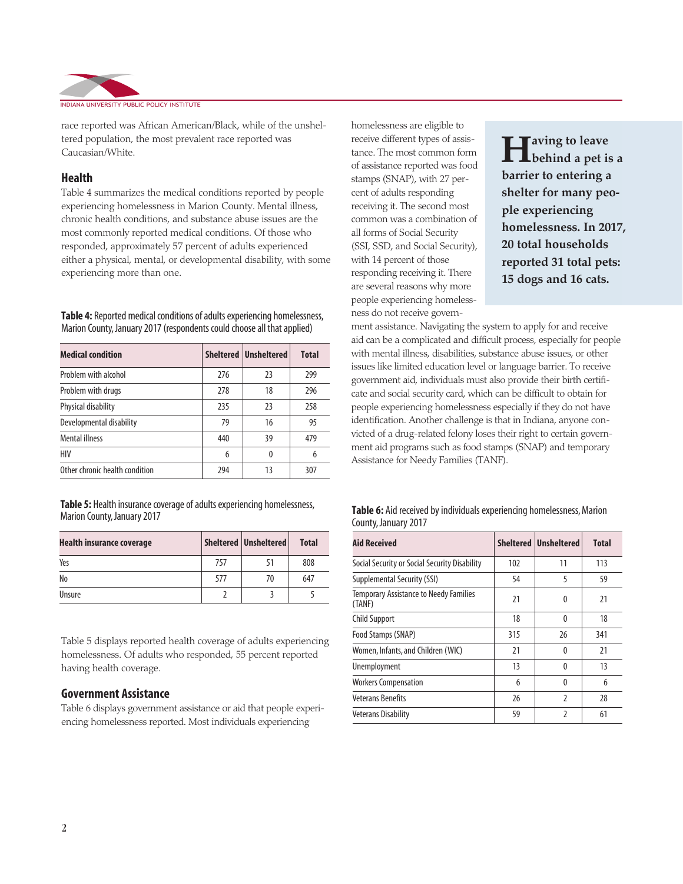race reported was African American/Black, while of the unsheltered population, the most prevalent race reported was Caucasian/White.

## Health

Table 4 summarizes the medical conditions reported by people experiencing homelessness in Marion County. Mental illness, chronic health conditions, and substance abuse issues are the most commonly reported medical conditions. Of those who responded, approximately 57 percent of adults experienced either a physical, mental, or developmental disability, with some experiencing more than one.

**Table 4:** Reported medical conditions of adults experiencing homelessness, Marion County, January 2017 (respondents could choose all that applied)

| Medical condition | Sheltered | Unsheltered | Total |
|---|---|---|---|
| Problem with alcohol | 276 | 23 | 299 |
| Problem with drugs | 278 | 18 | 296 |
| Physical disability | 235 | 23 | 258 |
| Developmental disability | 79 | 16 | 95 |
| Mental illness | 440 | 39 | 479 |
| HIV | 6 | 0 | 6 |
| Other chronic health condition | 294 | 13 | 307 |

**Table 5:** Health insurance coverage of adults experiencing homelessness, Marion County, January 2017

| Health insurance coverage | Sheltered | Unsheltered | Total |
|---|---|---|---|
| Yes | 757 | 51 | 808 |
| No | 577 | 70 | 647 |
| Unsure | 2 | 3 | 5 |

Table 5 displays reported health coverage of adults experiencing homelessness. Of adults who responded, 55 percent reported having health coverage.

## Government Assistance

Table 6 displays government assistance or aid that people experiencing homelessness reported. Most individuals experiencing homelessness are eligible to receive different types of assistance. The most common form of assistance reported was food stamps (SNAP), with 27 percent of adults responding receiving it. The second most common was a combination of all forms of Social Security (SSI, SSD, and Social Security), with 14 percent of those responding receiving it. There are several reasons why more people experiencing homelessness do not receive government assistance. Navigating the system to apply for and receive aid can be a complicated and difficult process, especially for people with mental illness, disabilities, substance abuse issues, or other issues like limited education level or language barrier. To receive government aid, individuals must also provide their birth certificate and social security card, which can be difficult to obtain for people experiencing homelessness especially if they do not have identification. Another challenge is that in Indiana, anyone convicted of a drug-related felony loses their right to certain government aid programs such as food stamps (SNAP) and temporary Assistance for Needy Families (TANF).

**Having to leave behind a pet is a barrier to entering a shelter for many people experiencing homelessness. In 2017, 20 total households reported 31 total pets: 15 dogs and 16 cats.**

**Table 6:** Aid received by individuals experiencing homelessness, Marion County, January 2017

| Aid Received | Sheltered | Unsheltered | Total |
|---|---|---|---|
| Social Security or Social Security Disability | 102 | 11 | 113 |
| Supplemental Security (SSI) | 54 | 5 | 59 |
| Temporary Assistance to Needy Families (TANF) | 21 | 0 | 21 |
| Child Support | 18 | 0 | 18 |
| Food Stamps (SNAP) | 315 | 26 | 341 |
| Women, Infants, and Children (WIC) | 21 | 0 | 21 |
| Unemployment | 13 | 0 | 13 |
| Workers Compensation | 6 | 0 | 6 |
| Veterans Benefits | 26 | 2 | 28 |
| Veterans Disability | 59 | 2 | 61 |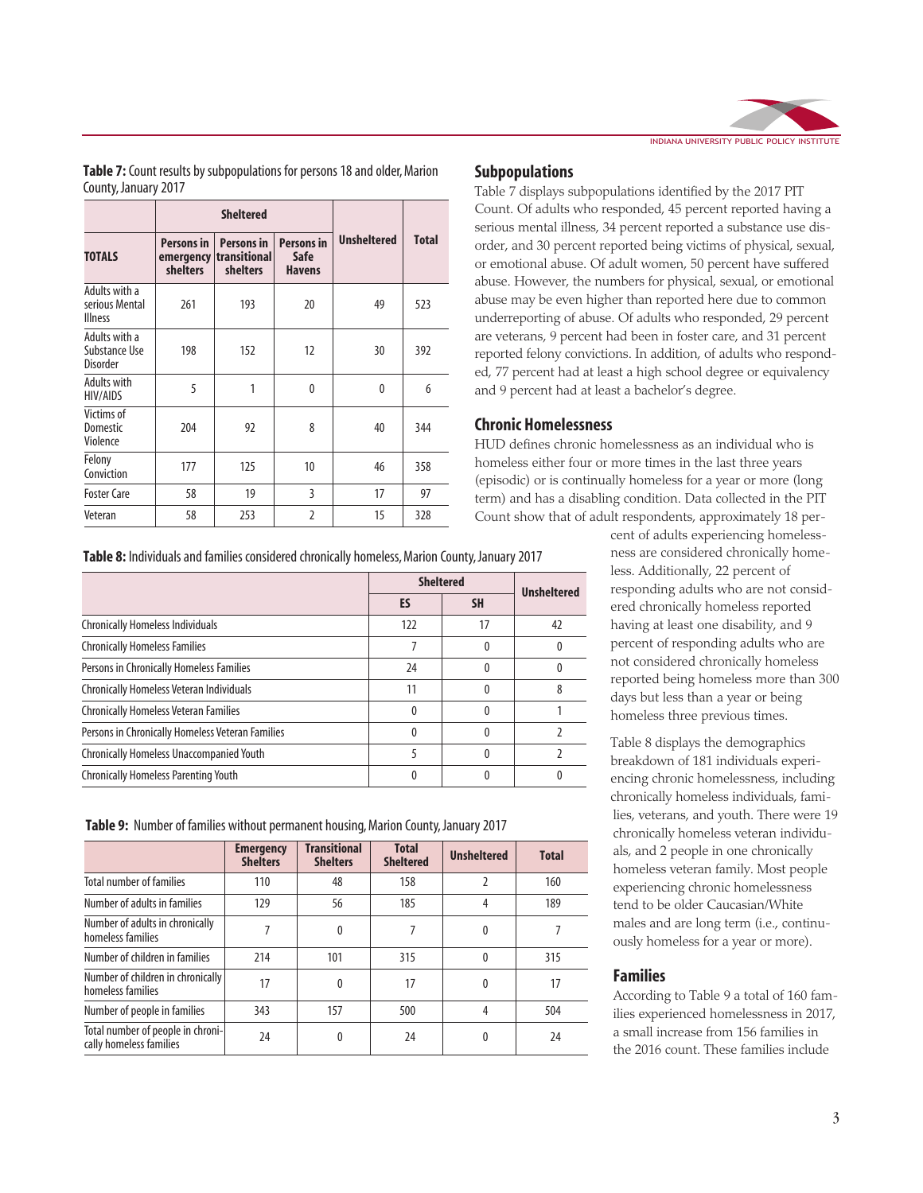**Table 7:** Count results by subpopulations for persons 18 and older, Marion County, January 2017

| TOTALS | Sheltered | | | Unsheltered | Total |
|---|---|---|---|---|---|
| | Persons in emergency shelters | Persons in transitional shelters | Persons in Safe Havens | | |
| Adults with a serious Mental Illness | 261 | 193 | 20 | 49 | 523 |
| Adults with a Substance Use Disorder | 198 | 152 | 12 | 30 | 392 |
| Adults with HIV/AIDS | 5 | 1 | 0 | 0 | 6 |
| Victims of Domestic Violence | 204 | 92 | 8 | 40 | 344 |
| Felony Conviction | 177 | 125 | 10 | 46 | 358 |
| Foster Care | 58 | 19 | 3 | 17 | 97 |
| Veteran | 58 | 253 | 2 | 15 | 328 |

## Subpopulations

Table 7 displays subpopulations identified by the 2017 PIT Count. Of adults who responded, 45 percent reported having a serious mental illness, 34 percent reported a substance use disorder, and 30 percent reported being victims of physical, sexual, or emotional abuse. Of adult women, 50 percent have suffered abuse. However, the numbers for physical, sexual, or emotional abuse may be even higher than reported here due to common underreporting of abuse. Of adults who responded, 29 percent are veterans, 9 percent had been in foster care, and 31 percent reported felony convictions. In addition, of adults who responded, 77 percent had at least a high school degree or equivalency and 9 percent had at least a bachelor's degree.

## Chronic Homelessness

HUD defines chronic homelessness as an individual who is homeless either four or more times in the last three years (episodic) or is continually homeless for a year or more (long term) and has a disabling condition. Data collected in the PIT Count show that of adult respondents, approximately 18 percent of adults experiencing homelessness are considered chronically homeless. Additionally, 22 percent of responding adults who are not considered chronically homeless reported having at least one disability, and 9 percent of responding adults who are not considered chronically homeless reported being homeless more than 300 days but less than a year or being homeless three previous times.

**Table 8:** Individuals and families considered chronically homeless, Marion County, January 2017

| | Sheltered | | Unsheltered |
|---|---|---|---|
| | ES | SH | |
| Chronically Homeless Individuals | 122 | 17 | 42 |
| Chronically Homeless Families | 7 | 0 | 0 |
| Persons in Chronically Homeless Families | 24 | 0 | 0 |
| Chronically Homeless Veteran Individuals | 11 | 0 | 8 |
| Chronically Homeless Veteran Families | 0 | 0 | 1 |
| Persons in Chronically Homeless Veteran Families | 0 | 0 | 2 |
| Chronically Homeless Unaccompanied Youth | 5 | 0 | 2 |
| Chronically Homeless Parenting Youth | 0 | 0 | 0 |

Table 8 displays the demographics breakdown of 181 individuals experiencing chronic homelessness, including chronically homeless individuals, families, veterans, and youth. There were 19 chronically homeless veteran individuals, and 2 people in one chronically homeless veteran family. Most people experiencing chronic homelessness tend to be older Caucasian/White males and are long term (i.e., continuously homeless for a year or more).

**Table 9:** Number of families without permanent housing, Marion County, January 2017

| | Emergency Shelters | Transitional Shelters | Total Sheltered | Unsheltered | Total |
|---|---|---|---|---|---|
| Total number of families | 110 | 48 | 158 | 2 | 160 |
| Number of adults in families | 129 | 56 | 185 | 4 | 189 |
| Number of adults in chronically homeless families | 7 | 0 | 7 | 0 | 7 |
| Number of children in families | 214 | 101 | 315 | 0 | 315 |
| Number of children in chronically homeless families | 17 | 0 | 17 | 0 | 17 |
| Number of people in families | 343 | 157 | 500 | 4 | 504 |
| Total number of people in chronically homeless families | 24 | 0 | 24 | 0 | 24 |

## Families

According to Table 9 a total of 160 families experienced homelessness in 2017, a small increase from 156 families in the 2016 count. These families include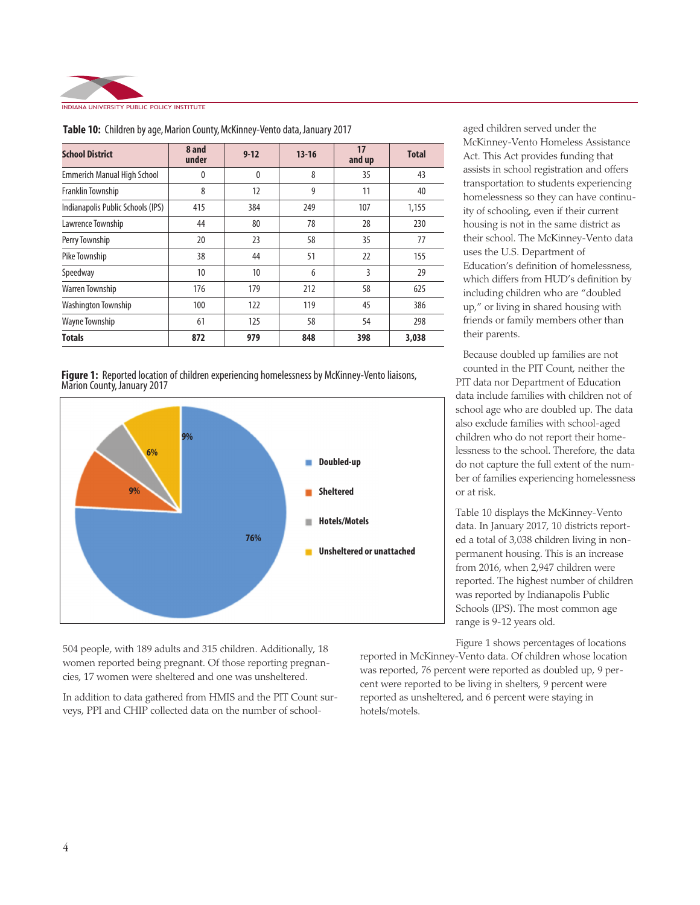**Table 10:** Children by age, Marion County, McKinney-Vento data, January 2017

| School District | 8 and under | 9-12 | 13-16 | 17 and up | Total |
|---|---|---|---|---|---|
| Emmerich Manual High School | 0 | 0 | 8 | 35 | 43 |
| Franklin Township | 8 | 12 | 9 | 11 | 40 |
| Indianapolis Public Schools (IPS) | 415 | 384 | 249 | 107 | 1,155 |
| Lawrence Township | 44 | 80 | 78 | 28 | 230 |
| Perry Township | 20 | 23 | 58 | 35 | 77 |
| Pike Township | 38 | 44 | 51 | 22 | 155 |
| Speedway | 10 | 10 | 6 | 3 | 29 |
| Warren Township | 176 | 179 | 212 | 58 | 625 |
| Washington Township | 100 | 122 | 119 | 45 | 386 |
| Wayne Township | 61 | 125 | 58 | 54 | 298 |
| **Totals** | **872** | **979** | **848** | **398** | **3,038** |

**Figure 1:** Reported location of children experiencing homelessness by McKinney-Vento liaisons, Marion County, January 2017

| Location | Percent |
|---|---|
| Doubled-up | 76% |
| Sheltered | 9% |
| Hotels/Motels | 6% |
| Unsheltered or unattached | 9% |

504 people, with 189 adults and 315 children. Additionally, 18 women reported being pregnant. Of those reporting pregnancies, 17 women were sheltered and one was unsheltered.

In addition to data gathered from HMIS and the PIT Count surveys, PPI and CHIP collected data on the number of school-aged children served under the McKinney-Vento Homeless Assistance Act. This Act provides funding that assists in school registration and offers transportation to students experiencing homelessness so they can have continuity of schooling, even if their current housing is not in the same district as their school. The McKinney-Vento data uses the U.S. Department of Education's definition of homelessness, which differs from HUD's definition by including children who are "doubled up," or living in shared housing with friends or family members other than their parents.

Because doubled up families are not counted in the PIT Count, neither the PIT data nor Department of Education data include families with children not of school age who are doubled up. The data also exclude families with school-aged children who do not report their homelessness to the school. Therefore, the data do not capture the full extent of the number of families experiencing homelessness or at risk.

Table 10 displays the McKinney-Vento data. In January 2017, 10 districts reported a total of 3,038 children living in non-permanent housing. This is an increase from 2016, when 2,947 children were reported. The highest number of children was reported by Indianapolis Public Schools (IPS). The most common age range is 9-12 years old.

Figure 1 shows percentages of locations reported in McKinney-Vento data. Of children whose location was reported, 76 percent were reported as doubled up, 9 percent were reported to be living in shelters, 9 percent were reported as unsheltered, and 6 percent were staying in hotels/motels.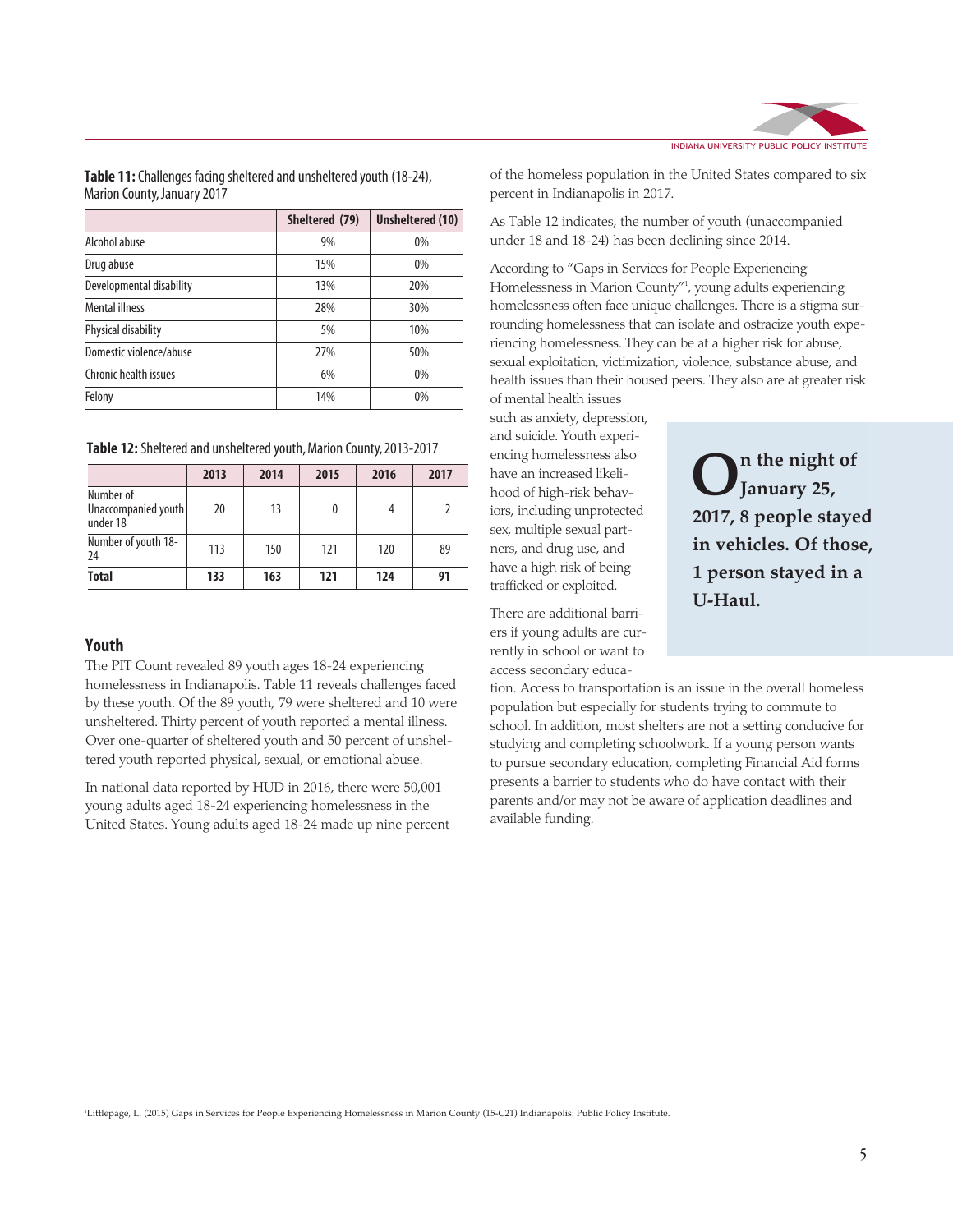**Table 11:** Challenges facing sheltered and unsheltered youth (18-24), Marion County, January 2017

| | Sheltered (79) | Unsheltered (10) |
|---|---|---|
| Alcohol abuse | 9% | 0% |
| Drug abuse | 15% | 0% |
| Developmental disability | 13% | 20% |
| Mental illness | 28% | 30% |
| Physical disability | 5% | 10% |
| Domestic violence/abuse | 27% | 50% |
| Chronic health issues | 6% | 0% |
| Felony | 14% | 0% |

**Table 12:** Sheltered and unsheltered youth, Marion County, 2013-2017

| | 2013 | 2014 | 2015 | 2016 | 2017 |
|---|---|---|---|---|---|
| Number of Unaccompanied youth under 18 | 20 | 13 | 0 | 4 | 2 |
| Number of youth 18-24 | 113 | 150 | 121 | 120 | 89 |
| **Total** | **133** | **163** | **121** | **124** | **91** |

## Youth

The PIT Count revealed 89 youth ages 18-24 experiencing homelessness in Indianapolis. Table 11 reveals challenges faced by these youth. Of the 89 youth, 79 were sheltered and 10 were unsheltered. Thirty percent of youth reported a mental illness. Over one-quarter of sheltered youth and 50 percent of unsheltered youth reported physical, sexual, or emotional abuse.

In national data reported by HUD in 2016, there were 50,001 young adults aged 18-24 experiencing homelessness in the United States. Young adults aged 18-24 made up nine percent of the homeless population in the United States compared to six percent in Indianapolis in 2017.

As Table 12 indicates, the number of youth (unaccompanied under 18 and 18-24) has been declining since 2014.

According to "Gaps in Services for People Experiencing Homelessness in Marion County"[1], young adults experiencing homelessness often face unique challenges. There is a stigma surrounding homelessness that can isolate and ostracize youth experiencing homelessness. They can be at a higher risk for abuse, sexual exploitation, victimization, violence, substance abuse, and health issues than their housed peers. They also are at greater risk of mental health issues such as anxiety, depression, and suicide. Youth experiencing homelessness also have an increased likelihood of high-risk behaviors, including unprotected sex, multiple sexual partners, and drug use, and have a high risk of being trafficked or exploited.

**On the night of January 25, 2017, 8 people stayed in vehicles. Of those, 1 person stayed in a U-Haul.**

There are additional barriers if young adults are currently in school or want to access secondary education. Access to transportation is an issue in the overall homeless population but especially for students trying to commute to school. In addition, most shelters are not a setting conducive for studying and completing schoolwork. If a young person wants to pursue secondary education, completing Financial Aid forms presents a barrier to students who do have contact with their parents and/or may not be aware of application deadlines and available funding.

[1] Littlepage, L. (2015) Gaps in Services for People Experiencing Homelessness in Marion County (15-C21) Indianapolis: Public Policy Institute.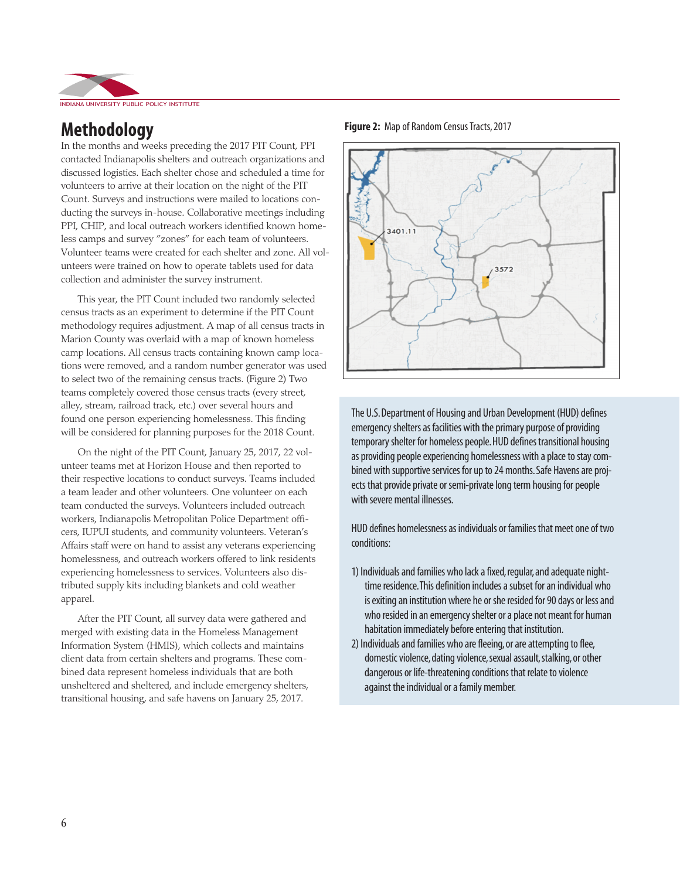# Methodology

In the months and weeks preceding the 2017 PIT Count, PPI contacted Indianapolis shelters and outreach organizations and discussed logistics. Each shelter chose and scheduled a time for volunteers to arrive at their location on the night of the PIT Count. Surveys and instructions were mailed to locations conducting the surveys in-house. Collaborative meetings including PPI, CHIP, and local outreach workers identified known homeless camps and survey "zones" for each team of volunteers. Volunteer teams were created for each shelter and zone. All volunteers were trained on how to operate tablets used for data collection and administer the survey instrument.

This year, the PIT Count included two randomly selected census tracts as an experiment to determine if the PIT Count methodology requires adjustment. A map of all census tracts in Marion County was overlaid with a map of known homeless camp locations. All census tracts containing known camp locations were removed, and a random number generator was used to select two of the remaining census tracts. (Figure 2) Two teams completely covered those census tracts (every street, alley, stream, railroad track, etc.) over several hours and found one person experiencing homelessness. This finding will be considered for planning purposes for the 2018 Count.

On the night of the PIT Count, January 25, 2017, 22 volunteer teams met at Horizon House and then reported to their respective locations to conduct surveys. Teams included a team leader and other volunteers. One volunteer on each team conducted the surveys. Volunteers included outreach workers, Indianapolis Metropolitan Police Department officers, IUPUI students, and community volunteers. Veteran's Affairs staff were on hand to assist any veterans experiencing homelessness, and outreach workers offered to link residents experiencing homelessness to services. Volunteers also distributed supply kits including blankets and cold weather apparel.

After the PIT Count, all survey data were gathered and merged with existing data in the Homeless Management Information System (HMIS), which collects and maintains client data from certain shelters and programs. These combined data represent homeless individuals that are both unsheltered and sheltered, and include emergency shelters, transitional housing, and safe havens on January 25, 2017.

**Figure 2:** Map of Random Census Tracts, 2017

The U.S. Department of Housing and Urban Development (HUD) defines emergency shelters as facilities with the primary purpose of providing temporary shelter for homeless people. HUD defines transitional housing as providing people experiencing homelessness with a place to stay combined with supportive services for up to 24 months. Safe Havens are projects that provide private or semi-private long term housing for people with severe mental illnesses.

HUD defines homelessness as individuals or families that meet one of two conditions:

1) Individuals and families who lack a fixed, regular, and adequate nighttime residence. This definition includes a subset for an individual who is exiting an institution where he or she resided for 90 days or less and who resided in an emergency shelter or a place not meant for human habitation immediately before entering that institution.
2) Individuals and families who are fleeing, or are attempting to flee, domestic violence, dating violence, sexual assault, stalking, or other dangerous or life-threatening conditions that relate to violence against the individual or a family member.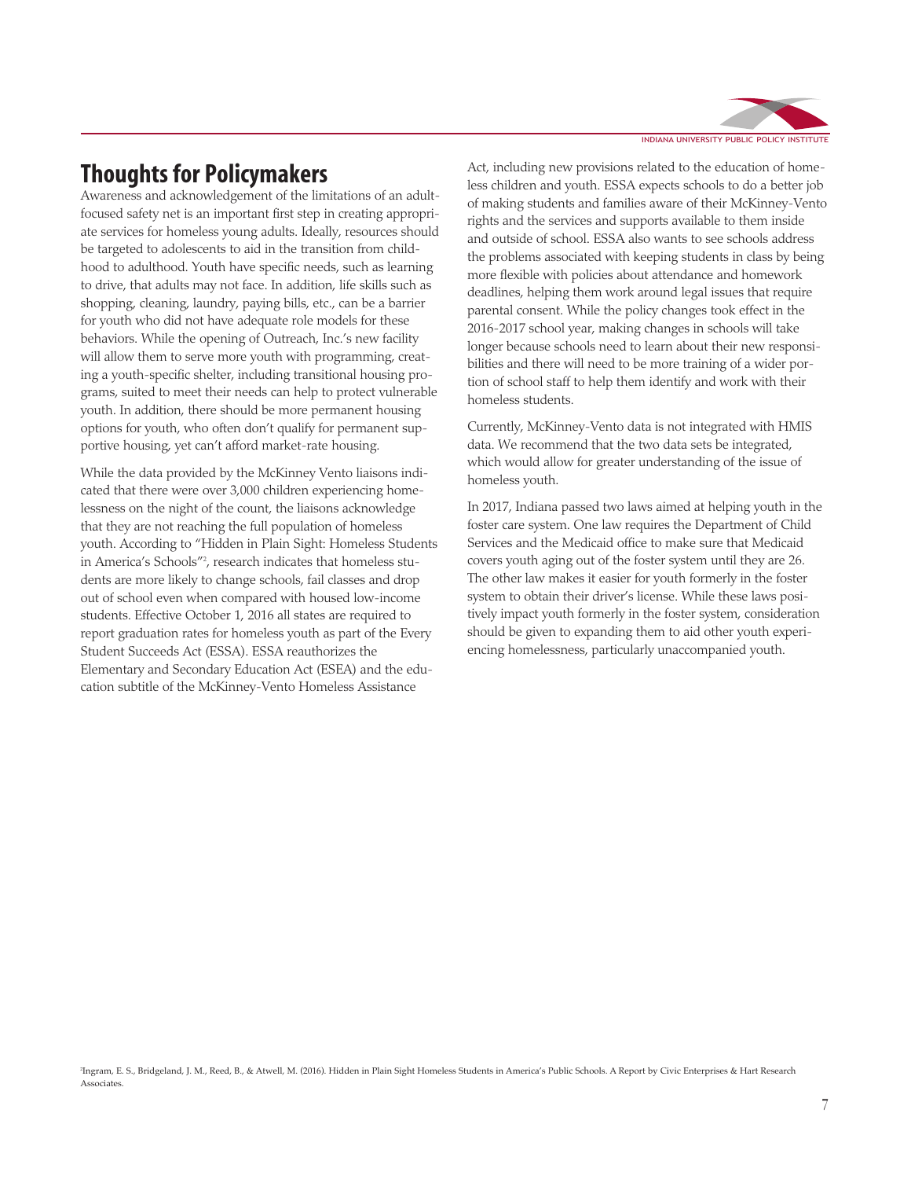## Thoughts for Policymakers

Awareness and acknowledgement of the limitations of an adult-focused safety net is an important first step in creating appropriate services for homeless young adults. Ideally, resources should be targeted to adolescents to aid in the transition from childhood to adulthood. Youth have specific needs, such as learning to drive, that adults may not face. In addition, life skills such as shopping, cleaning, laundry, paying bills, etc., can be a barrier for youth who did not have adequate role models for these behaviors. While the opening of Outreach, Inc.'s new facility will allow them to serve more youth with programming, creating a youth-specific shelter, including transitional housing programs, suited to meet their needs can help to protect vulnerable youth. In addition, there should be more permanent housing options for youth, who often don't qualify for permanent supportive housing, yet can't afford market-rate housing.

While the data provided by the McKinney Vento liaisons indicated that there were over 3,000 children experiencing homelessness on the night of the count, the liaisons acknowledge that they are not reaching the full population of homeless youth. According to "Hidden in Plain Sight: Homeless Students in America's Schools"[2], research indicates that homeless students are more likely to change schools, fail classes and drop out of school even when compared with housed low-income students. Effective October 1, 2016 all states are required to report graduation rates for homeless youth as part of the Every Student Succeeds Act (ESSA). ESSA reauthorizes the Elementary and Secondary Education Act (ESEA) and the education subtitle of the McKinney-Vento Homeless Assistance Act, including new provisions related to the education of homeless children and youth. ESSA expects schools to do a better job of making students and families aware of their McKinney-Vento rights and the services and supports available to them inside and outside of school. ESSA also wants to see schools address the problems associated with keeping students in class by being more flexible with policies about attendance and homework deadlines, helping them work around legal issues that require parental consent. While the policy changes took effect in the 2016-2017 school year, making changes in schools will take longer because schools need to learn about their new responsibilities and there will need to be more training of a wider portion of school staff to help them identify and work with their homeless students.

Currently, McKinney-Vento data is not integrated with HMIS data. We recommend that the two data sets be integrated, which would allow for greater understanding of the issue of homeless youth.

In 2017, Indiana passed two laws aimed at helping youth in the foster care system. One law requires the Department of Child Services and the Medicaid office to make sure that Medicaid covers youth aging out of the foster system until they are 26. The other law makes it easier for youth formerly in the foster system to obtain their driver's license. While these laws positively impact youth formerly in the foster system, consideration should be given to expanding them to aid other youth experiencing homelessness, particularly unaccompanied youth.

[2] Ingram, E. S., Bridgeland, J. M., Reed, B., & Atwell, M. (2016). Hidden in Plain Sight Homeless Students in America's Public Schools. A Report by Civic Enterprises & Hart Research Associates.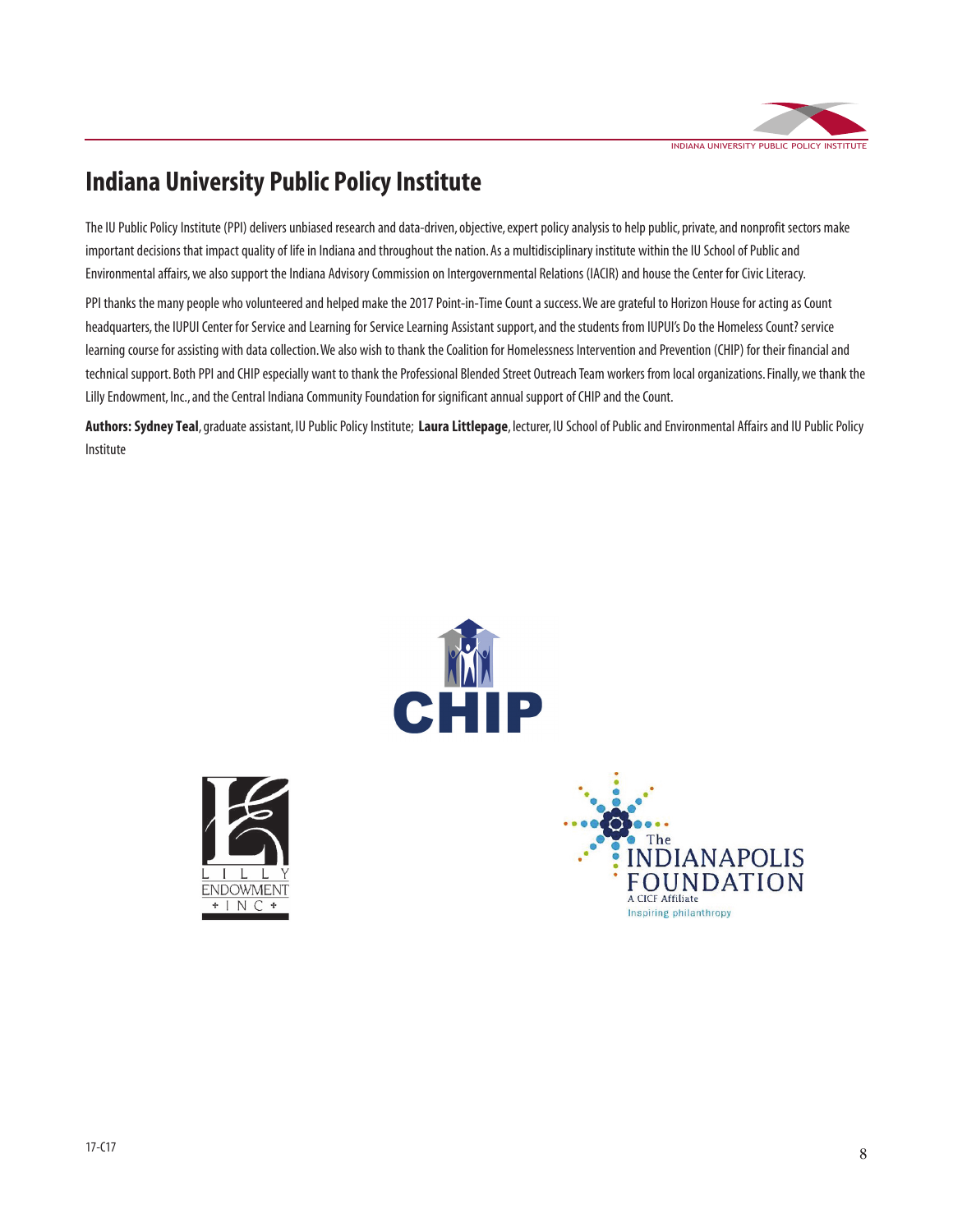# Indiana University Public Policy Institute

The IU Public Policy Institute (PPI) delivers unbiased research and data-driven, objective, expert policy analysis to help public, private, and nonprofit sectors make important decisions that impact quality of life in Indiana and throughout the nation. As a multidisciplinary institute within the IU School of Public and Environmental affairs, we also support the Indiana Advisory Commission on Intergovernmental Relations (IACIR) and house the Center for Civic Literacy.

PPI thanks the many people who volunteered and helped make the 2017 Point-in-Time Count a success. We are grateful to Horizon House for acting as Count headquarters, the IUPUI Center for Service and Learning for Service Learning Assistant support, and the students from IUPUI's Do the Homeless Count? service learning course for assisting with data collection. We also wish to thank the Coalition for Homelessness Intervention and Prevention (CHIP) for their financial and technical support. Both PPI and CHIP especially want to thank the Professional Blended Street Outreach Team workers from local organizations. Finally, we thank the Lilly Endowment, Inc., and the Central Indiana Community Foundation for significant annual support of CHIP and the Count.

**Authors: Sydney Teal**, graduate assistant, IU Public Policy Institute; **Laura Littlepage**, lecturer, IU School of Public and Environmental Affairs and IU Public Policy Institute

CHIP

LILLY ENDOWMENT INC

The INDIANAPOLIS FOUNDATION
A CICF Affiliate
Inspiring philanthropy

17-C17